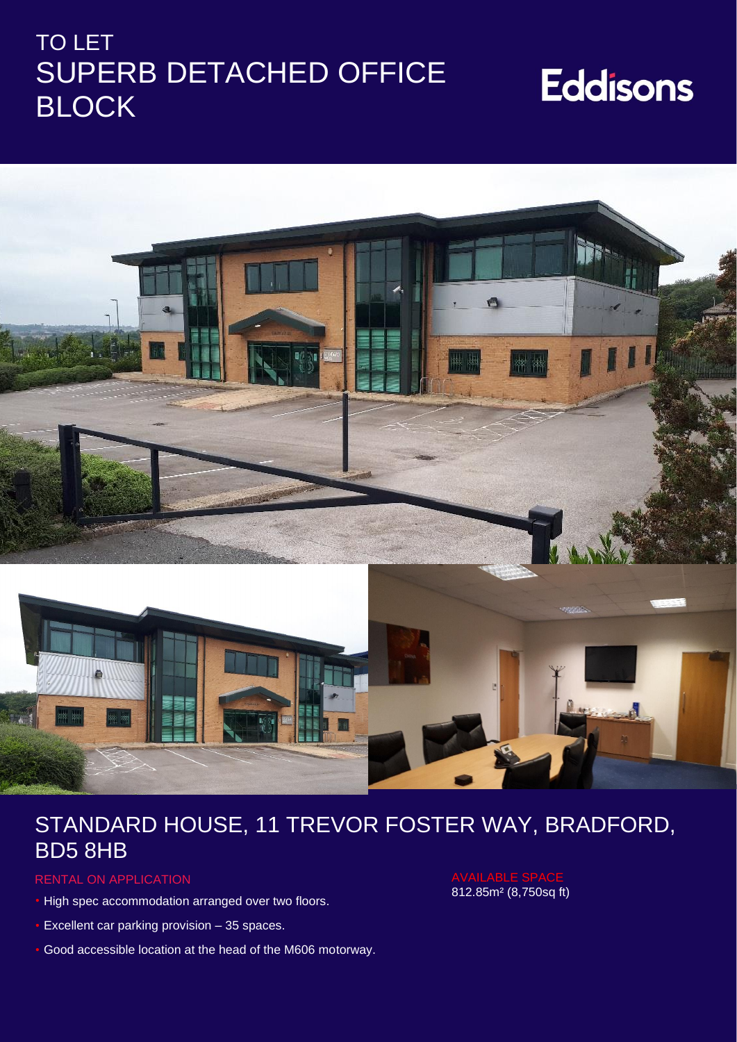# TO LET
# SUPERB DETACHED OFFICE BLOCK

Eddisons

## STANDARD HOUSE, 11 TREVOR FOSTER WAY, BRADFORD, BD5 8HB

RENTAL ON APPLICATION

- High spec accommodation arranged over two floors.
- Excellent car parking provision – 35 spaces.
- Good accessible location at the head of the M606 motorway.

AVAILABLE SPACE

812.85m² (8,750sq ft)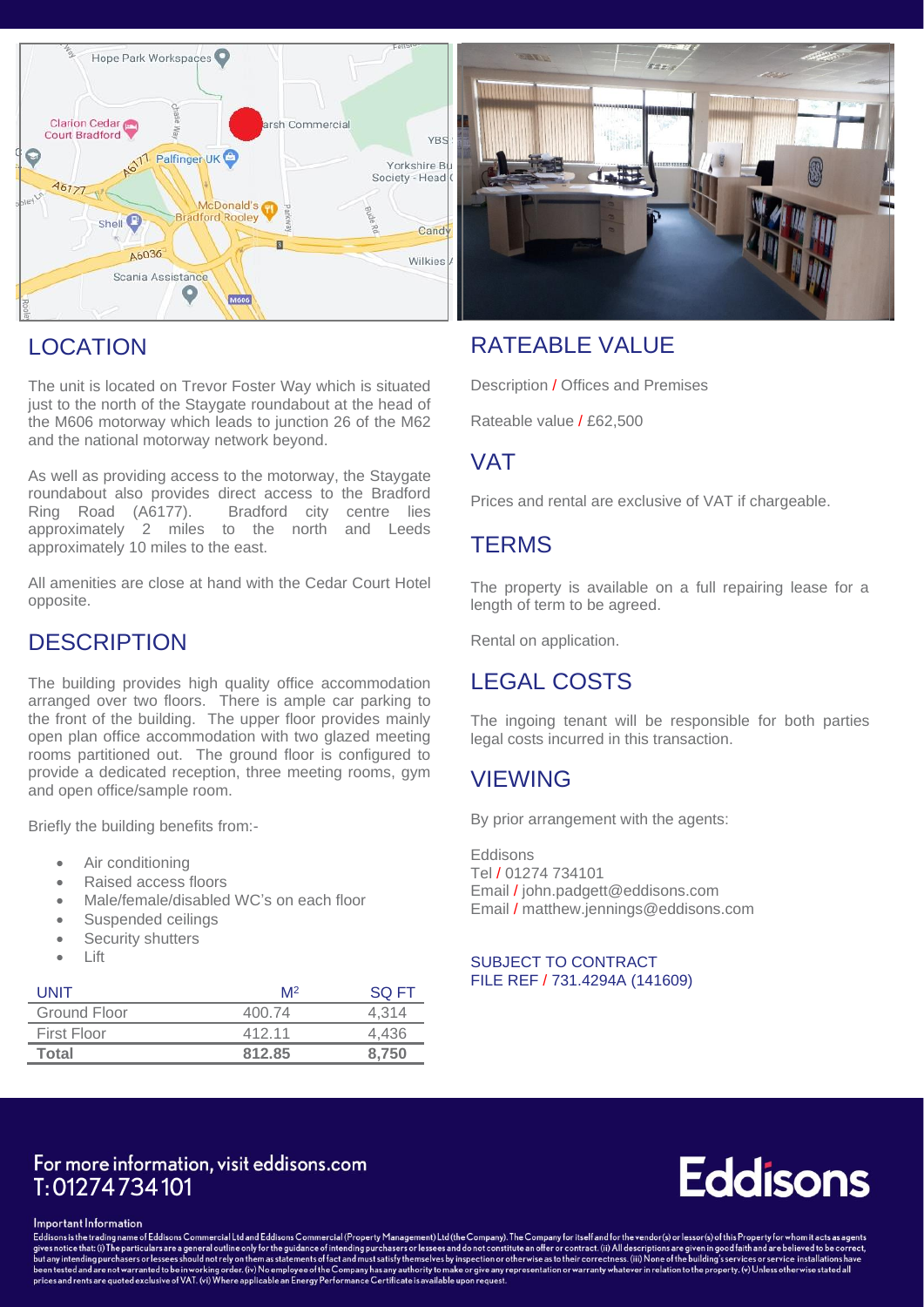## LOCATION

The unit is located on Trevor Foster Way which is situated just to the north of the Staygate roundabout at the head of the M606 motorway which leads to junction 26 of the M62 and the national motorway network beyond.

As well as providing access to the motorway, the Staygate roundabout also provides direct access to the Bradford Ring Road (A6177). Bradford city centre lies approximately 2 miles to the north and Leeds approximately 10 miles to the east.

All amenities are close at hand with the Cedar Court Hotel opposite.

## DESCRIPTION

The building provides high quality office accommodation arranged over two floors. There is ample car parking to the front of the building. The upper floor provides mainly open plan office accommodation with two glazed meeting rooms partitioned out. The ground floor is configured to provide a dedicated reception, three meeting rooms, gym and open office/sample room.

Briefly the building benefits from:-

- Air conditioning
- Raised access floors
- Male/female/disabled WC's on each floor
- Suspended ceilings
- Security shutters
- Lift

| UNIT | M² | SQ FT |
|---|---|---|
| Ground Floor | 400.74 | 4,314 |
| First Floor | 412.11 | 4,436 |
| **Total** | **812.85** | **8,750** |

## RATEABLE VALUE

Description / Offices and Premises

Rateable value / £62,500

## VAT

Prices and rental are exclusive of VAT if chargeable.

## TERMS

The property is available on a full repairing lease for a length of term to be agreed.

Rental on application.

## LEGAL COSTS

The ingoing tenant will be responsible for both parties legal costs incurred in this transaction.

## VIEWING

By prior arrangement with the agents:

Eddisons
Tel / 01274 734101
Email / john.padgett@eddisons.com
Email / matthew.jennings@eddisons.com

SUBJECT TO CONTRACT
FILE REF / 731.4294A (141609)

For more information, visit eddisons.com
T: 01274 734 101

Eddisons

Important Information

Eddisons is the trading name of Eddisons Commercial Ltd and Eddisons Commercial (Property Management) Ltd (the Company). The Company for itself and for the vendor(s) or lessor(s) of this Property for whom it acts as agents gives notice that: (i) The particulars are a general outline only for the guidance of intending purchasers or lessees and do not constitute an offer or contract. (ii) All descriptions are given in good faith and are believed to be correct, but any intending purchasers or lessees should not rely on them as statements of fact and must satisfy themselves by inspection or otherwise as to their correctness. (iii) None of the building's services or service installations have been tested and are not warranted to be in working order. (iv) No employee of the Company has any authority to make or give any representation or warranty whatever in relation to the property. (v) Unless otherwise stated all prices and rents are quoted exclusive of VAT. (vi) Where applicable an Energy Performance Certificate is available upon request.